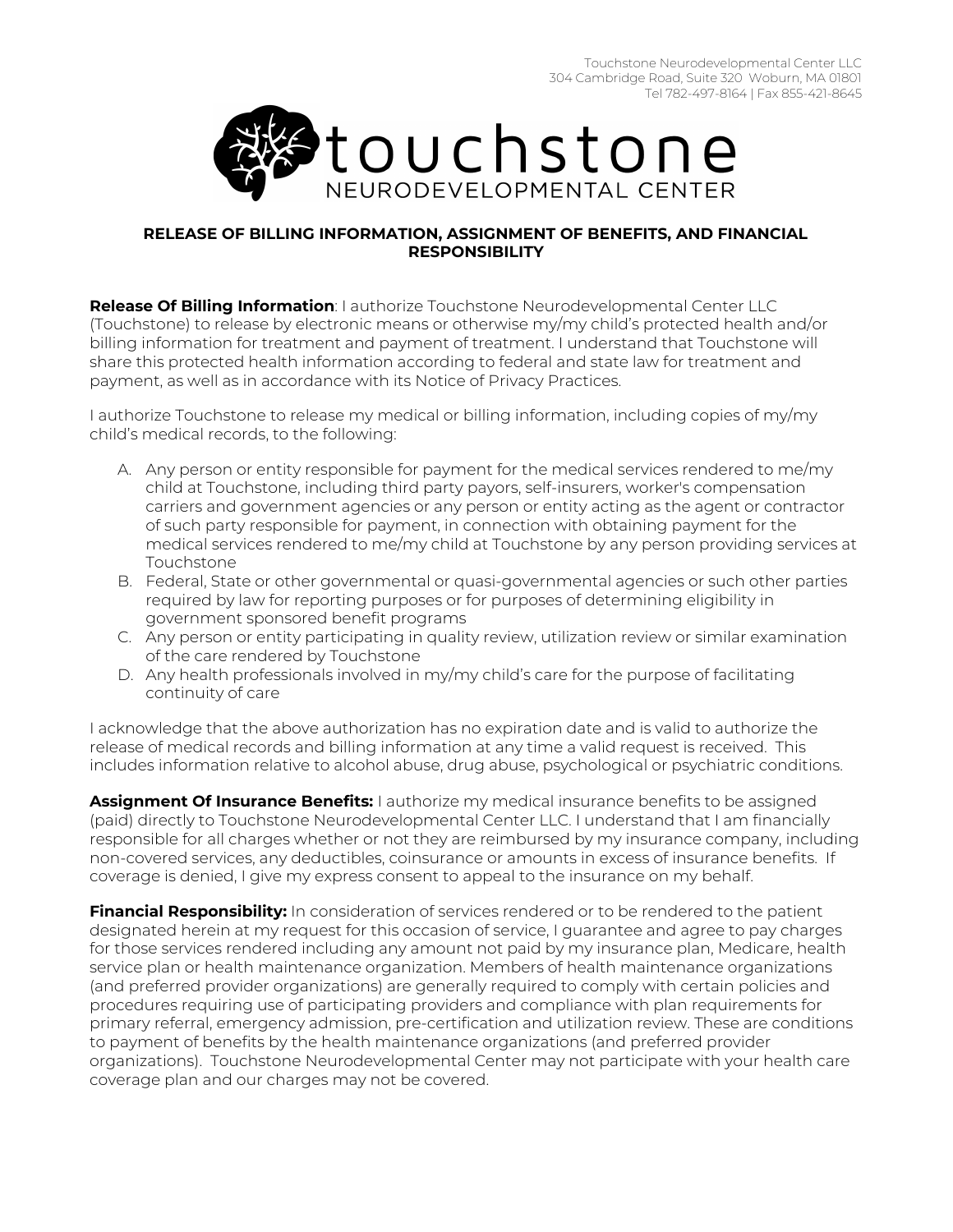Touchstone Neurodevelopmental Center LLC
304 Cambridge Road, Suite 320 Woburn, MA 01801
Tel 782-497-8164 | Fax 855-421-8645

touchstone
NEURODEVELOPMENTAL CENTER

## RELEASE OF BILLING INFORMATION, ASSIGNMENT OF BENEFITS, AND FINANCIAL RESPONSIBILITY

**Release Of Billing Information**: I authorize Touchstone Neurodevelopmental Center LLC (Touchstone) to release by electronic means or otherwise my/my child's protected health and/or billing information for treatment and payment of treatment. I understand that Touchstone will share this protected health information according to federal and state law for treatment and payment, as well as in accordance with its Notice of Privacy Practices.

I authorize Touchstone to release my medical or billing information, including copies of my/my child's medical records, to the following:

A. Any person or entity responsible for payment for the medical services rendered to me/my child at Touchstone, including third party payors, self-insurers, worker's compensation carriers and government agencies or any person or entity acting as the agent or contractor of such party responsible for payment, in connection with obtaining payment for the medical services rendered to me/my child at Touchstone by any person providing services at Touchstone
B. Federal, State or other governmental or quasi-governmental agencies or such other parties required by law for reporting purposes or for purposes of determining eligibility in government sponsored benefit programs
C. Any person or entity participating in quality review, utilization review or similar examination of the care rendered by Touchstone
D. Any health professionals involved in my/my child's care for the purpose of facilitating continuity of care

I acknowledge that the above authorization has no expiration date and is valid to authorize the release of medical records and billing information at any time a valid request is received. This includes information relative to alcohol abuse, drug abuse, psychological or psychiatric conditions.

**Assignment Of Insurance Benefits:** I authorize my medical insurance benefits to be assigned (paid) directly to Touchstone Neurodevelopmental Center LLC. I understand that I am financially responsible for all charges whether or not they are reimbursed by my insurance company, including non-covered services, any deductibles, coinsurance or amounts in excess of insurance benefits. If coverage is denied, I give my express consent to appeal to the insurance on my behalf.

**Financial Responsibility:** In consideration of services rendered or to be rendered to the patient designated herein at my request for this occasion of service, I guarantee and agree to pay charges for those services rendered including any amount not paid by my insurance plan, Medicare, health service plan or health maintenance organization. Members of health maintenance organizations (and preferred provider organizations) are generally required to comply with certain policies and procedures requiring use of participating providers and compliance with plan requirements for primary referral, emergency admission, pre-certification and utilization review. These are conditions to payment of benefits by the health maintenance organizations (and preferred provider organizations). Touchstone Neurodevelopmental Center may not participate with your health care coverage plan and our charges may not be covered.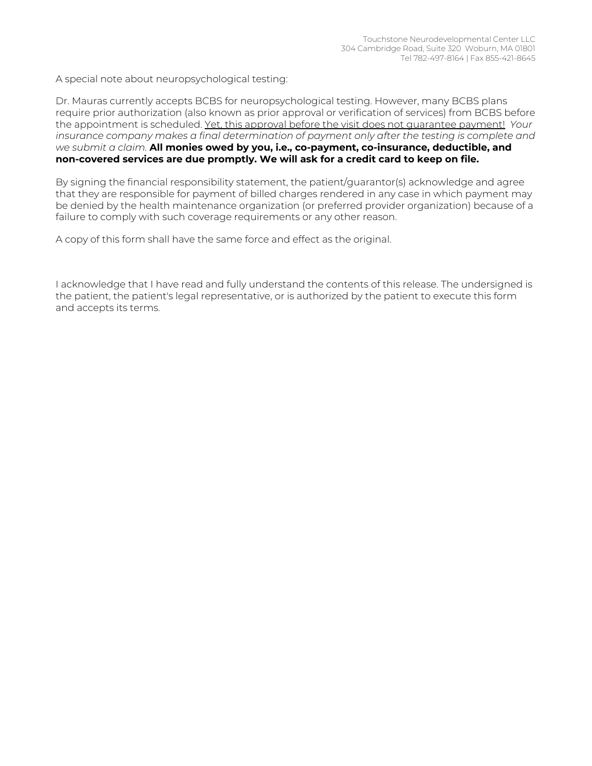A special note about neuropsychological testing:

Dr. Mauras currently accepts BCBS for neuropsychological testing. However, many BCBS plans require prior authorization (also known as prior approval or verification of services) from BCBS before the appointment is scheduled. Yet, this approval before the visit does not guarantee payment! *Your insurance company makes a final determination of payment only after the testing is complete and we submit a claim.* **All monies owed by you, i.e., co-payment, co-insurance, deductible, and non-covered services are due promptly. We will ask for a credit card to keep on file.**

By signing the financial responsibility statement, the patient/guarantor(s) acknowledge and agree that they are responsible for payment of billed charges rendered in any case in which payment may be denied by the health maintenance organization (or preferred provider organization) because of a failure to comply with such coverage requirements or any other reason.

A copy of this form shall have the same force and effect as the original.

I acknowledge that I have read and fully understand the contents of this release. The undersigned is the patient, the patient's legal representative, or is authorized by the patient to execute this form and accepts its terms.